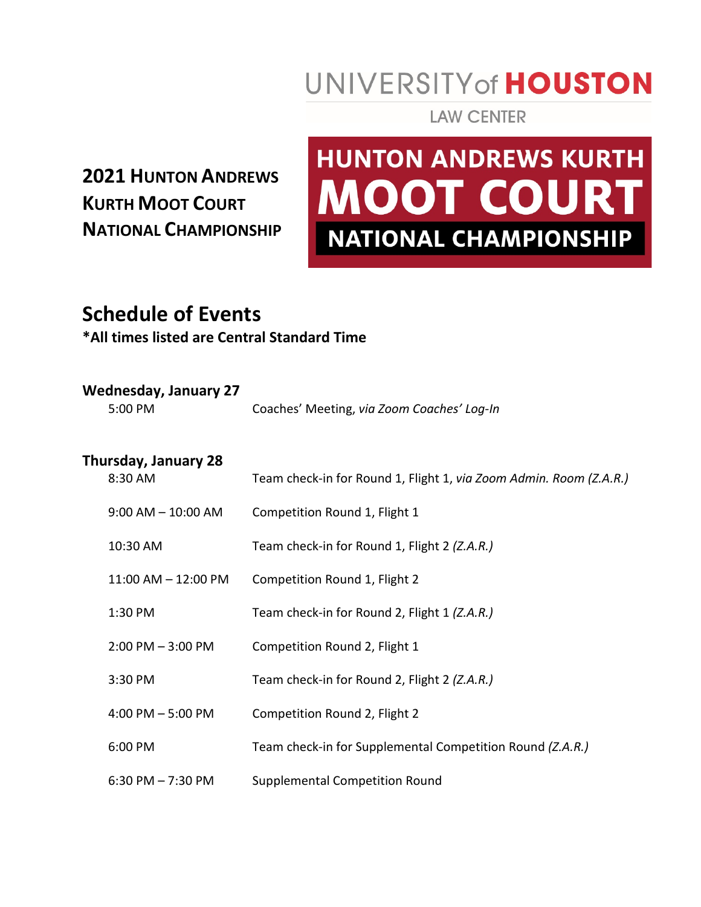UNIVERSITY of HOUSTON

LAW CENTER

# 2021 Hunton Andrews Kurth Moot Court National Championship

HUNTON ANDREWS KURTH MOOT COURT NATIONAL CHAMPIONSHIP

## Schedule of Events

**\*All times listed are Central Standard Time**

### Wednesday, January 27

| | |
|---|---|
| 5:00 PM | Coaches' Meeting, *via Zoom Coaches' Log-In* |

### Thursday, January 28

| | |
|---|---|
| 8:30 AM | Team check-in for Round 1, Flight 1, *via Zoom Admin. Room (Z.A.R.)* |
| 9:00 AM – 10:00 AM | Competition Round 1, Flight 1 |
| 10:30 AM | Team check-in for Round 1, Flight 2 *(Z.A.R.)* |
| 11:00 AM – 12:00 PM | Competition Round 1, Flight 2 |
| 1:30 PM | Team check-in for Round 2, Flight 1 *(Z.A.R.)* |
| 2:00 PM – 3:00 PM | Competition Round 2, Flight 1 |
| 3:30 PM | Team check-in for Round 2, Flight 2 *(Z.A.R.)* |
| 4:00 PM – 5:00 PM | Competition Round 2, Flight 2 |
| 6:00 PM | Team check-in for Supplemental Competition Round *(Z.A.R.)* |
| 6:30 PM – 7:30 PM | Supplemental Competition Round |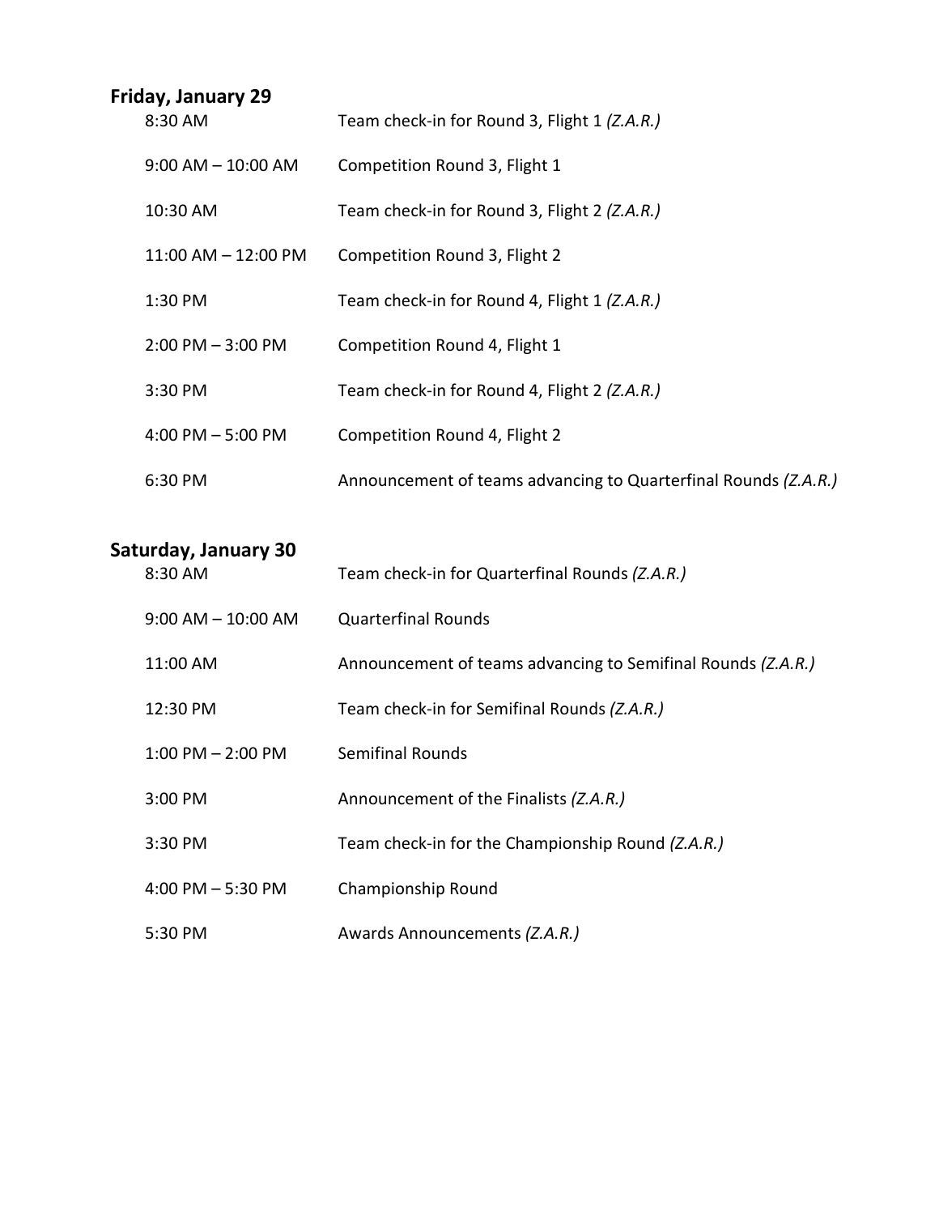**Friday, January 29**

| | |
|---|---|
| 8:30 AM | Team check-in for Round 3, Flight 1 *(Z.A.R.)* |
| 9:00 AM – 10:00 AM | Competition Round 3, Flight 1 |
| 10:30 AM | Team check-in for Round 3, Flight 2 *(Z.A.R.)* |
| 11:00 AM – 12:00 PM | Competition Round 3, Flight 2 |
| 1:30 PM | Team check-in for Round 4, Flight 1 *(Z.A.R.)* |
| 2:00 PM – 3:00 PM | Competition Round 4, Flight 1 |
| 3:30 PM | Team check-in for Round 4, Flight 2 *(Z.A.R.)* |
| 4:00 PM – 5:00 PM | Competition Round 4, Flight 2 |
| 6:30 PM | Announcement of teams advancing to Quarterfinal Rounds *(Z.A.R.)* |

**Saturday, January 30**

| | |
|---|---|
| 8:30 AM | Team check-in for Quarterfinal Rounds *(Z.A.R.)* |
| 9:00 AM – 10:00 AM | Quarterfinal Rounds |
| 11:00 AM | Announcement of teams advancing to Semifinal Rounds *(Z.A.R.)* |
| 12:30 PM | Team check-in for Semifinal Rounds *(Z.A.R.)* |
| 1:00 PM – 2:00 PM | Semifinal Rounds |
| 3:00 PM | Announcement of the Finalists *(Z.A.R.)* |
| 3:30 PM | Team check-in for the Championship Round *(Z.A.R.)* |
| 4:00 PM – 5:30 PM | Championship Round |
| 5:30 PM | Awards Announcements *(Z.A.R.)* |